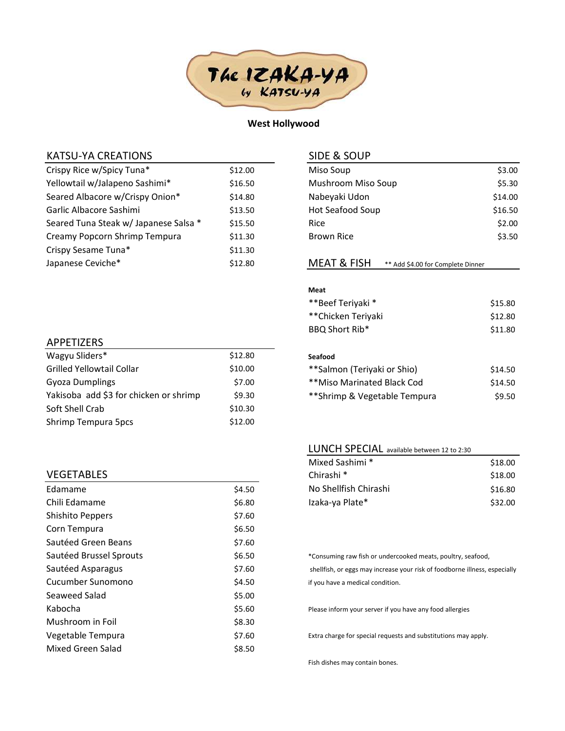# The IZAKA-YA by KATSU-YA

**West Hollywood**

## KATSU-YA CREATIONS

| | |
|---|---|
| Crispy Rice w/Spicy Tuna* | $12.00 |
| Yellowtail w/Jalapeno Sashimi* | $16.50 |
| Seared Albacore w/Crispy Onion* | $14.80 |
| Garlic Albacore Sashimi | $13.50 |
| Seared Tuna Steak w/ Japanese Salsa * | $15.50 |
| Creamy Popcorn Shrimp Tempura | $11.30 |
| Crispy Sesame Tuna* | $11.30 |
| Japanese Ceviche* | $12.80 |

## APPETIZERS

| | |
|---|---|
| Wagyu Sliders* | $12.80 |
| Grilled Yellowtail Collar | $10.00 |
| Gyoza Dumplings | $7.00 |
| Yakisoba add $3 for chicken or shrimp | $9.30 |
| Soft Shell Crab | $10.30 |
| Shrimp Tempura 5pcs | $12.00 |

## VEGETABLES

| | |
|---|---|
| Edamame | $4.50 |
| Chili Edamame | $6.80 |
| Shishito Peppers | $7.60 |
| Corn Tempura | $6.50 |
| Sautéed Green Beans | $7.60 |
| Sautéed Brussel Sprouts | $6.50 |
| Sautéed Asparagus | $7.60 |
| Cucumber Sunomono | $4.50 |
| Seaweed Salad | $5.00 |
| Kabocha | $5.60 |
| Mushroom in Foil | $8.30 |
| Vegetable Tempura | $7.60 |
| Mixed Green Salad | $8.50 |

## SIDE & SOUP

| | |
|---|---|
| Miso Soup | $3.00 |
| Mushroom Miso Soup | $5.30 |
| Nabeyaki Udon | $14.00 |
| Hot Seafood Soup | $16.50 |
| Rice | $2.00 |
| Brown Rice | $3.50 |

## MEAT & FISH

** Add $4.00 for Complete Dinner

**Meat**

| | |
|---|---|
| **Beef Teriyaki * | $15.80 |
| **Chicken Teriyaki | $12.80 |
| BBQ Short Rib* | $11.80 |

**Seafood**

| | |
|---|---|
| **Salmon (Teriyaki or Shio) | $14.50 |
| **Miso Marinated Black Cod | $14.50 |
| **Shrimp & Vegetable Tempura | $9.50 |

## LUNCH SPECIAL

available between 12 to 2:30

| | |
|---|---|
| Mixed Sashimi * | $18.00 |
| Chirashi * | $18.00 |
| No Shellfish Chirashi | $16.80 |
| Izaka-ya Plate* | $32.00 |

*Consuming raw fish or undercooked meats, poultry, seafood, shellfish, or eggs may increase your risk of foodborne illness, especially if you have a medical condition.

Please inform your server if you have any food allergies

Extra charge for special requests and substitutions may apply.

Fish dishes may contain bones.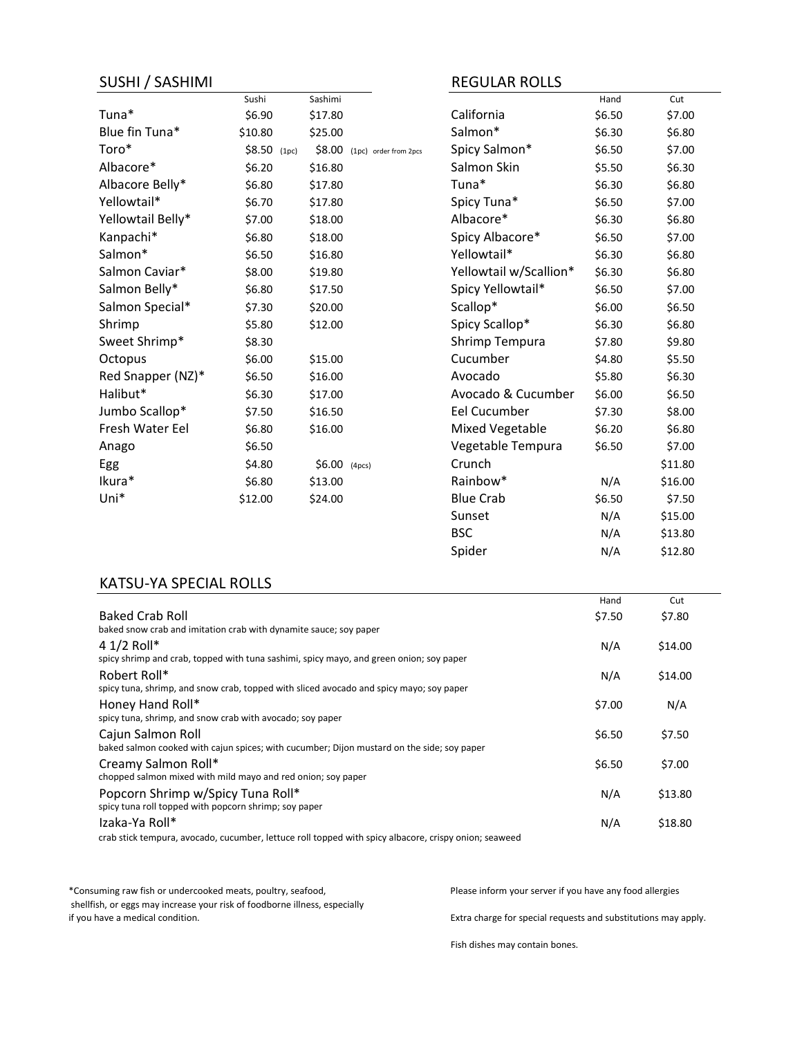## SUSHI / SASHIMI

| | Sushi | Sashimi |
|---|---|---|
| Tuna* | $6.90 | $17.80 |
| Blue fin Tuna* | $10.80 | $25.00 |
| Toro* | $8.50 (1pc) | $8.00 (1pc) order from 2pcs |
| Albacore* | $6.20 | $16.80 |
| Albacore Belly* | $6.80 | $17.80 |
| Yellowtail* | $6.70 | $17.80 |
| Yellowtail Belly* | $7.00 | $18.00 |
| Kanpachi* | $6.80 | $18.00 |
| Salmon* | $6.50 | $16.80 |
| Salmon Caviar* | $8.00 | $19.80 |
| Salmon Belly* | $6.80 | $17.50 |
| Salmon Special* | $7.30 | $20.00 |
| Shrimp | $5.80 | $12.00 |
| Sweet Shrimp* | $8.30 | |
| Octopus | $6.00 | $15.00 |
| Red Snapper (NZ)* | $6.50 | $16.00 |
| Halibut* | $6.30 | $17.00 |
| Jumbo Scallop* | $7.50 | $16.50 |
| Fresh Water Eel | $6.80 | $16.00 |
| Anago | $6.50 | |
| Egg | $4.80 | $6.00 (4pcs) |
| Ikura* | $6.80 | $13.00 |
| Uni* | $12.00 | $24.00 |

## REGULAR ROLLS

| | Hand | Cut |
|---|---|---|
| California | $6.50 | $7.00 |
| Salmon* | $6.30 | $6.80 |
| Spicy Salmon* | $6.50 | $7.00 |
| Salmon Skin | $5.50 | $6.30 |
| Tuna* | $6.30 | $6.80 |
| Spicy Tuna* | $6.50 | $7.00 |
| Albacore* | $6.30 | $6.80 |
| Spicy Albacore* | $6.50 | $7.00 |
| Yellowtail* | $6.30 | $6.80 |
| Yellowtail w/Scallion* | $6.30 | $6.80 |
| Spicy Yellowtail* | $6.50 | $7.00 |
| Scallop* | $6.00 | $6.50 |
| Spicy Scallop* | $6.30 | $6.80 |
| Shrimp Tempura | $7.80 | $9.80 |
| Cucumber | $4.80 | $5.50 |
| Avocado | $5.80 | $6.30 |
| Avocado & Cucumber | $6.00 | $6.50 |
| Eel Cucumber | $7.30 | $8.00 |
| Mixed Vegetable | $6.20 | $6.80 |
| Vegetable Tempura | $6.50 | $7.00 |
| Crunch | | $11.80 |
| Rainbow* | N/A | $16.00 |
| Blue Crab | $6.50 | $7.50 |
| Sunset | N/A | $15.00 |
| BSC | N/A | $13.80 |
| Spider | N/A | $12.80 |

## KATSU-YA SPECIAL ROLLS

| | Hand | Cut |
|---|---|---|
| Baked Crab Roll<br>baked snow crab and imitation crab with dynamite sauce; soy paper | $7.50 | $7.80 |
| 4 1/2 Roll*<br>spicy shrimp and crab, topped with tuna sashimi, spicy mayo, and green onion; soy paper | N/A | $14.00 |
| Robert Roll*<br>spicy tuna, shrimp, and snow crab, topped with sliced avocado and spicy mayo; soy paper | N/A | $14.00 |
| Honey Hand Roll*<br>spicy tuna, shrimp, and snow crab with avocado; soy paper | $7.00 | N/A |
| Cajun Salmon Roll<br>baked salmon cooked with cajun spices; with cucumber; Dijon mustard on the side; soy paper | $6.50 | $7.50 |
| Creamy Salmon Roll*<br>chopped salmon mixed with mild mayo and red onion; soy paper | $6.50 | $7.00 |
| Popcorn Shrimp w/Spicy Tuna Roll*<br>spicy tuna roll topped with popcorn shrimp; soy paper | N/A | $13.80 |
| Izaka-Ya Roll*<br>crab stick tempura, avocado, cucumber, lettuce roll topped with spicy albacore, crispy onion; seaweed | N/A | $18.80 |

*Consuming raw fish or undercooked meats, poultry, seafood, shellfish, or eggs may increase your risk of foodborne illness, especially if you have a medical condition.

Please inform your server if you have any food allergies

Extra charge for special requests and substitutions may apply.

Fish dishes may contain bones.